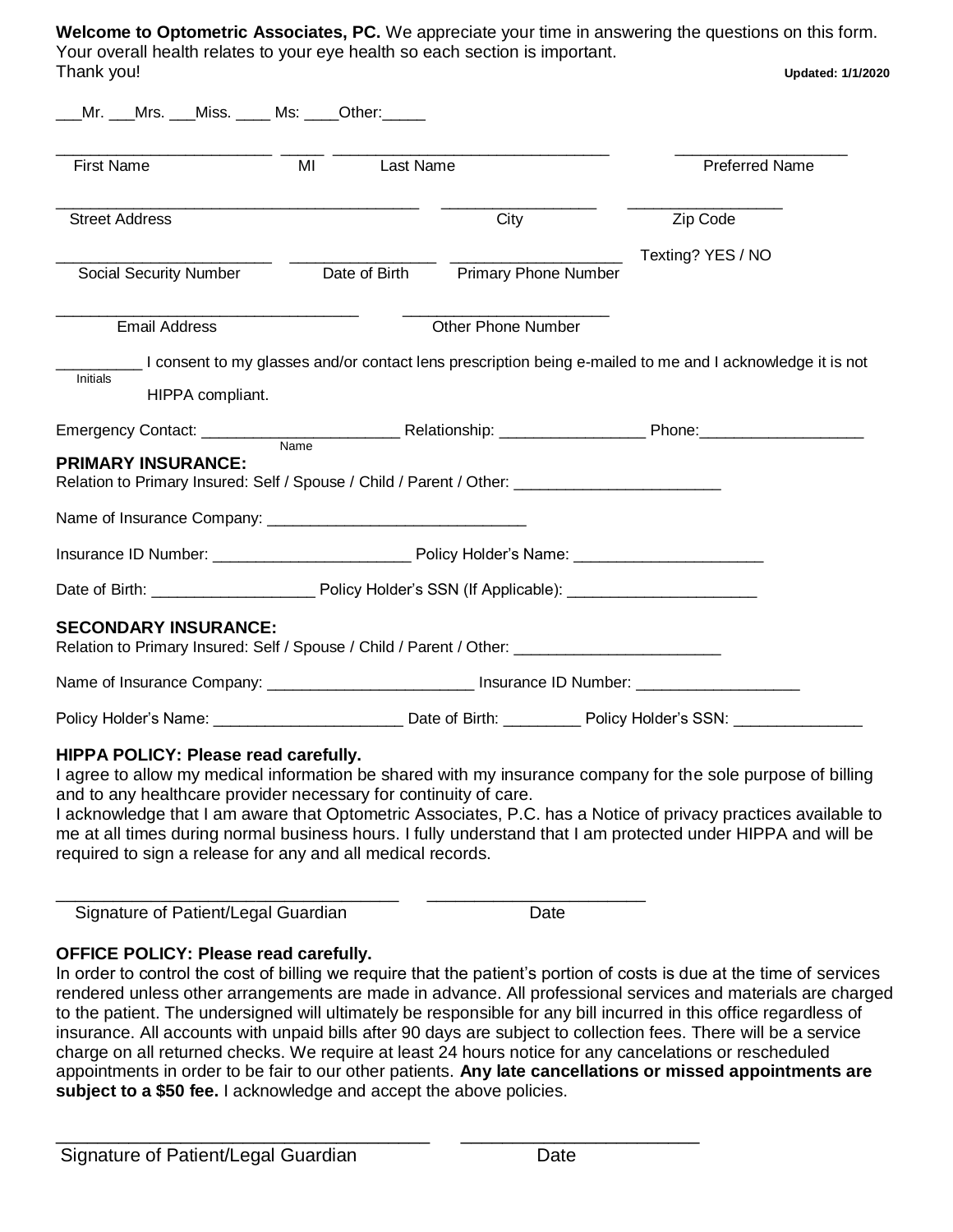**Welcome to Optometric Associates, PC.** We appreciate your time in answering the questions on this form. Your overall health relates to your eye health so each section is important.
Thank you!

**Updated: 1/1/2020**

___Mr. ___Mrs. ___Miss. ____ Ms: ____Other:_____

________________________ _____ ______________________________ ___________________
First Name MI Last Name Preferred Name

________________________________________ _________________ _________________
Street Address City Zip Code

________________________ ________________ ___________________ Texting? YES / NO
Social Security Number Date of Birth Primary Phone Number

__________________________________ _______________________
Email Address Other Phone Number

_________ I consent to my glasses and/or contact lens prescription being e-mailed to me and I acknowledge it is not HIPPA compliant.
Initials

Emergency Contact: _______________________ Relationship: _________________ Phone:___________________
Name

**PRIMARY INSURANCE:**
Relation to Primary Insured: Self / Spouse / Child / Parent / Other: ________________________

Name of Insurance Company: ______________________________

Insurance ID Number: _______________________ Policy Holder's Name: _____________________

Date of Birth: ___________________ Policy Holder's SSN (If Applicable): ______________________

**SECONDARY INSURANCE:**
Relation to Primary Insured: Self / Spouse / Child / Parent / Other: ________________________

Name of Insurance Company: ________________________ Insurance ID Number: ___________________

Policy Holder's Name: _____________________ Date of Birth: _________ Policy Holder's SSN: _______________

**HIPPA POLICY: Please read carefully.**
I agree to allow my medical information be shared with my insurance company for the sole purpose of billing and to any healthcare provider necessary for continuity of care.
I acknowledge that I am aware that Optometric Associates, P.C. has a Notice of privacy practices available to me at all times during normal business hours. I fully understand that I am protected under HIPPA and will be required to sign a release for any and all medical records.

____________________________________ _______________________
Signature of Patient/Legal Guardian Date

**OFFICE POLICY: Please read carefully.**
In order to control the cost of billing we require that the patient's portion of costs is due at the time of services rendered unless other arrangements are made in advance. All professional services and materials are charged to the patient. The undersigned will ultimately be responsible for any bill incurred in this office regardless of insurance. All accounts with unpaid bills after 90 days are subject to collection fees. There will be a service charge on all returned checks. We require at least 24 hours notice for any cancelations or rescheduled appointments in order to be fair to our other patients. **Any late cancellations or missed appointments are subject to a $50 fee.** I acknowledge and accept the above policies.

____________________________________ _______________________
Signature of Patient/Legal Guardian Date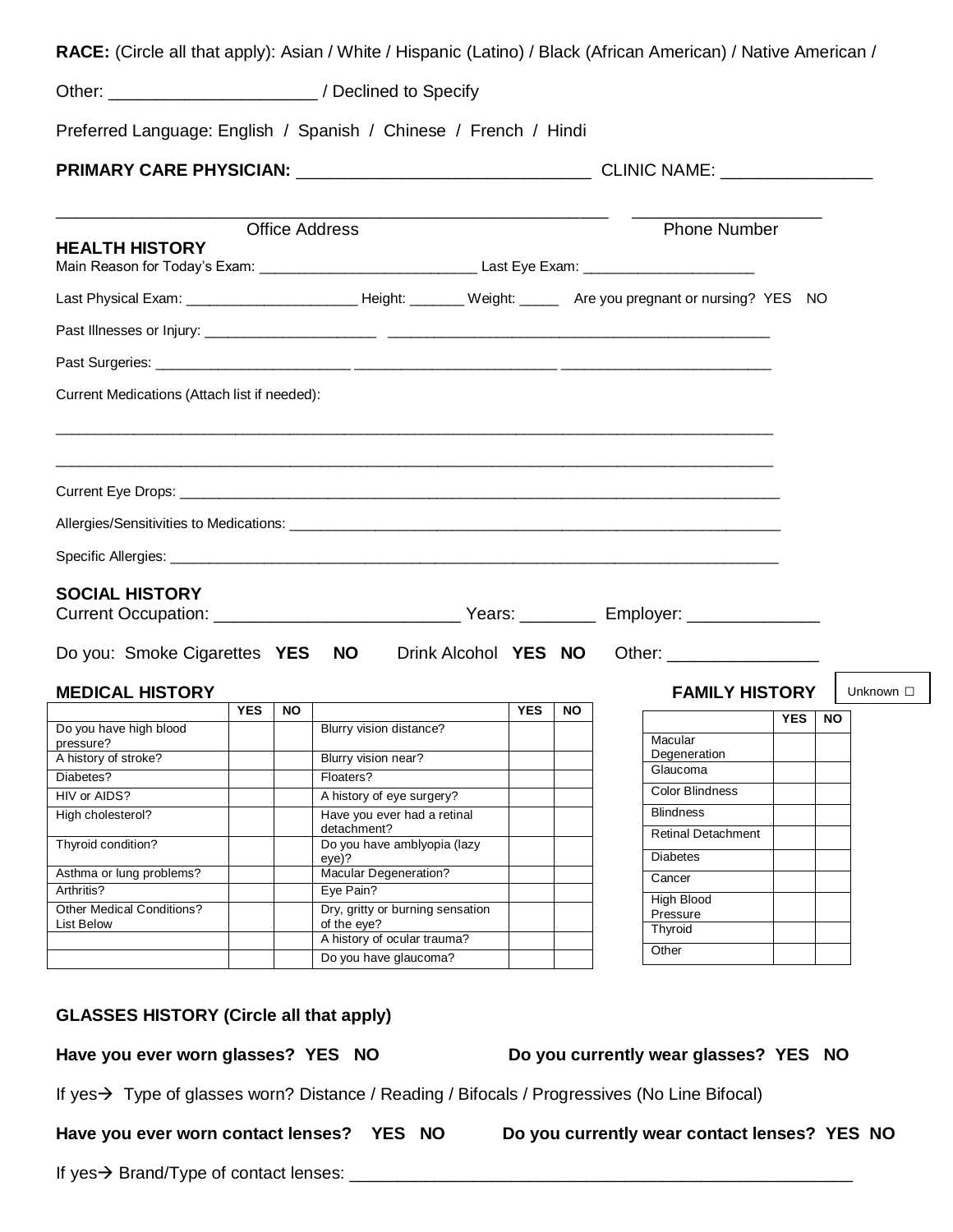**RACE:** (Circle all that apply): Asian / White / Hispanic (Latino) / Black (African American) / Native American /

Other: ______________________ / Declined to Specify

Preferred Language: English / Spanish / Chinese / French / Hindi

**PRIMARY CARE PHYSICIAN:** ______________________________ CLINIC NAME: ________________

________________________________________________________ ____________________

Office Address Phone Number

## HEALTH HISTORY

Main Reason for Today's Exam: ___________________________ Last Eye Exam: _____________________

Last Physical Exam: _____________________ Height: _______ Weight: _____ Are you pregnant or nursing? YES NO

Past Illnesses or Injury: ______________________ _________________________________________________

Past Surgeries: _________________________ _________________________ ___________________________

Current Medications (Attach list if needed):

_____________________________________________________________________________________________

_____________________________________________________________________________________________

Current Eye Drops: ______________________________________________________________________________

Allergies/Sensitivities to Medications: _____________________________________________________________

Specific Allergies: _______________________________________________________________________________

## SOCIAL HISTORY

Current Occupation: __________________________ Years: ________ Employer: ______________

Do you: Smoke Cigarettes **YES NO** Drink Alcohol **YES NO** Other: ________________

## MEDICAL HISTORY

| | YES | NO | | YES | NO |
|---|---|---|---|---|---|
| Do you have high blood pressure? | | | Blurry vision distance? | | |
| A history of stroke? | | | Blurry vision near? | | |
| Diabetes? | | | Floaters? | | |
| HIV or AIDS? | | | A history of eye surgery? | | |
| High cholesterol? | | | Have you ever had a retinal detachment? | | |
| Thyroid condition? | | | Do you have amblyopia (lazy eye)? | | |
| Asthma or lung problems? | | | Macular Degeneration? | | |
| Arthritis? | | | Eye Pain? | | |
| Other Medical Conditions? List Below | | | Dry, gritty or burning sensation of the eye? | | |
| | | | A history of ocular trauma? | | |
| | | | Do you have glaucoma? | | |

## FAMILY HISTORY

Unknown ☐

| | YES | NO |
|---|---|---|
| Macular Degeneration | | |
| Glaucoma | | |
| Color Blindness | | |
| Blindness | | |
| Retinal Detachment | | |
| Diabetes | | |
| Cancer | | |
| High Blood Pressure | | |
| Thyroid | | |
| Other | | |

## GLASSES HISTORY (Circle all that apply)

**Have you ever worn glasses? YES NO** **Do you currently wear glasses? YES NO**

If yes→ Type of glasses worn? Distance / Reading / Bifocals / Progressives (No Line Bifocal)

**Have you ever worn contact lenses? YES NO** **Do you currently wear contact lenses? YES NO**

If yes→ Brand/Type of contact lenses: _______________________________________________________